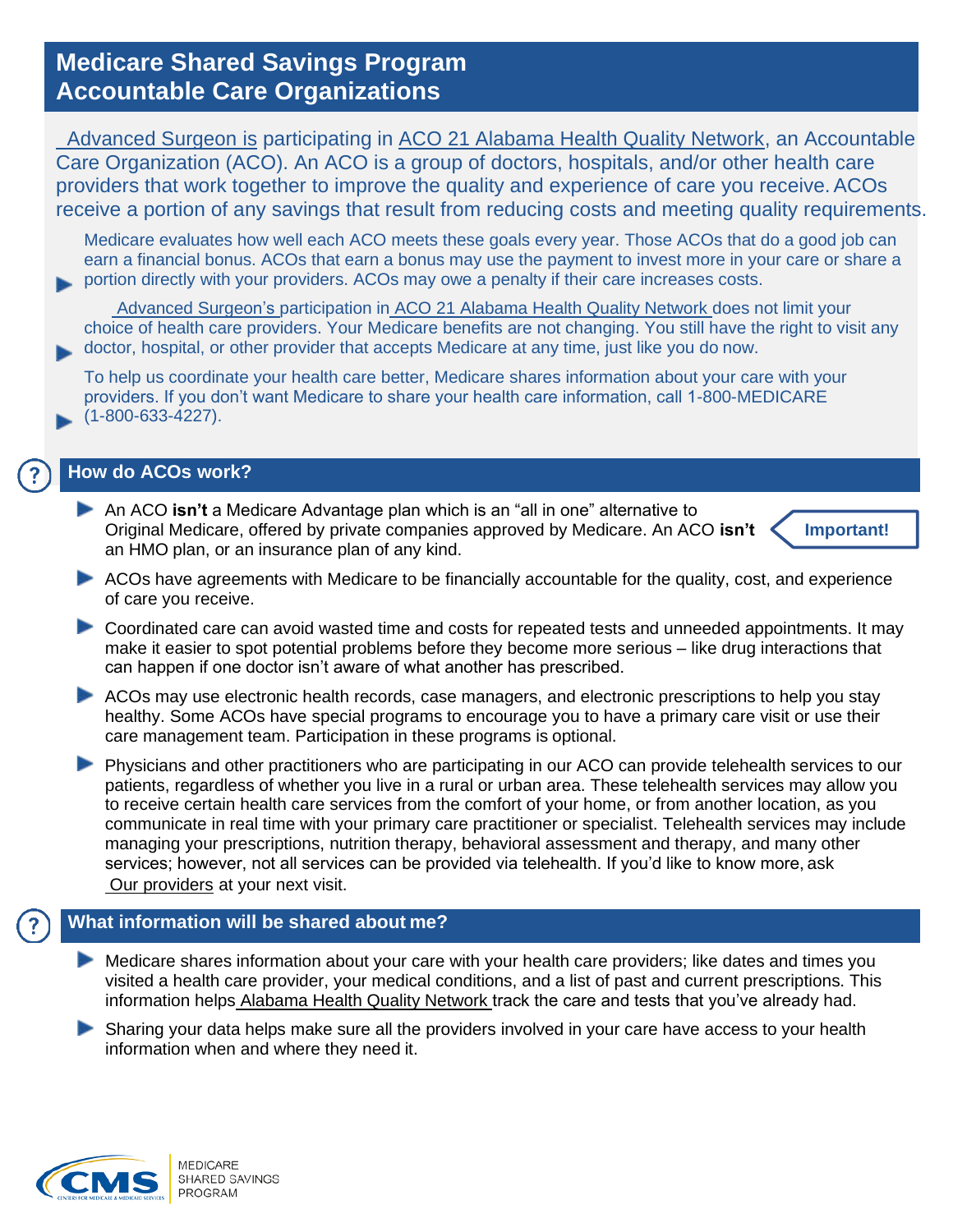# Medicare Shared Savings Program
# Accountable Care Organizations

Advanced Surgeon is participating in ACO 21 Alabama Health Quality Network, an Accountable Care Organization (ACO). An ACO is a group of doctors, hospitals, and/or other health care providers that work together to improve the quality and experience of care you receive. ACOs receive a portion of any savings that result from reducing costs and meeting quality requirements.

- Medicare evaluates how well each ACO meets these goals every year. Those ACOs that do a good job can earn a financial bonus. ACOs that earn a bonus may use the payment to invest more in your care or share a portion directly with your providers. ACOs may owe a penalty if their care increases costs.
- Advanced Surgeon's participation in ACO 21 Alabama Health Quality Network does not limit your choice of health care providers. Your Medicare benefits are not changing. You still have the right to visit any doctor, hospital, or other provider that accepts Medicare at any time, just like you do now.
- To help us coordinate your health care better, Medicare shares information about your care with your providers. If you don't want Medicare to share your health care information, call 1-800-MEDICARE (1-800-633-4227).

## How do ACOs work?

- An ACO **isn't** a Medicare Advantage plan which is an "all in one" alternative to Original Medicare, offered by private companies approved by Medicare. An ACO **isn't** an HMO plan, or an insurance plan of any kind. **Important!**
- ACOs have agreements with Medicare to be financially accountable for the quality, cost, and experience of care you receive.
- Coordinated care can avoid wasted time and costs for repeated tests and unneeded appointments. It may make it easier to spot potential problems before they become more serious – like drug interactions that can happen if one doctor isn't aware of what another has prescribed.
- ACOs may use electronic health records, case managers, and electronic prescriptions to help you stay healthy. Some ACOs have special programs to encourage you to have a primary care visit or use their care management team. Participation in these programs is optional.
- Physicians and other practitioners who are participating in our ACO can provide telehealth services to our patients, regardless of whether you live in a rural or urban area. These telehealth services may allow you to receive certain health care services from the comfort of your home, or from another location, as you communicate in real time with your primary care practitioner or specialist. Telehealth services may include managing your prescriptions, nutrition therapy, behavioral assessment and therapy, and many other services; however, not all services can be provided via telehealth. If you'd like to know more, ask Our providers at your next visit.

## What information will be shared about me?

- Medicare shares information about your care with your health care providers; like dates and times you visited a health care provider, your medical conditions, and a list of past and current prescriptions. This information helps Alabama Health Quality Network track the care and tests that you've already had.
- Sharing your data helps make sure all the providers involved in your care have access to your health information when and where they need it.

CMS MEDICARE SHARED SAVINGS PROGRAM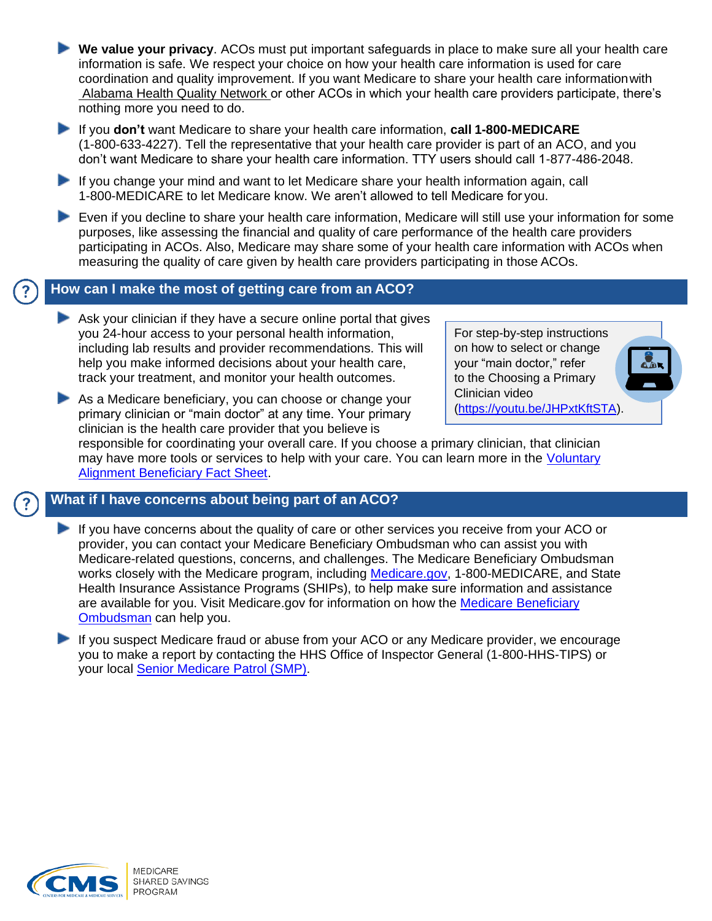- **We value your privacy**. ACOs must put important safeguards in place to make sure all your health care information is safe. We respect your choice on how your health care information is used for care coordination and quality improvement. If you want Medicare to share your health care information with Alabama Health Quality Network or other ACOs in which your health care providers participate, there's nothing more you need to do.
- If you **don't** want Medicare to share your health care information, **call 1-800-MEDICARE** (1-800-633-4227). Tell the representative that your health care provider is part of an ACO, and you don't want Medicare to share your health care information. TTY users should call 1-877-486-2048.
- If you change your mind and want to let Medicare share your health information again, call 1-800-MEDICARE to let Medicare know. We aren't allowed to tell Medicare for you.
- Even if you decline to share your health care information, Medicare will still use your information for some purposes, like assessing the financial and quality of care performance of the health care providers participating in ACOs. Also, Medicare may share some of your health care information with ACOs when measuring the quality of care given by health care providers participating in those ACOs.

## How can I make the most of getting care from an ACO?

- Ask your clinician if they have a secure online portal that gives you 24-hour access to your personal health information, including lab results and provider recommendations. This will help you make informed decisions about your health care, track your treatment, and monitor your health outcomes.
- As a Medicare beneficiary, you can choose or change your primary clinician or "main doctor" at any time. Your primary clinician is the health care provider that you believe is responsible for coordinating your overall care. If you choose a primary clinician, that clinician may have more tools or services to help with your care. You can learn more in the Voluntary Alignment Beneficiary Fact Sheet.

For step-by-step instructions on how to select or change your "main doctor," refer to the Choosing a Primary Clinician video (https://youtu.be/JHPxtKftSTA).

## What if I have concerns about being part of an ACO?

- If you have concerns about the quality of care or other services you receive from your ACO or provider, you can contact your Medicare Beneficiary Ombudsman who can assist you with Medicare-related questions, concerns, and challenges. The Medicare Beneficiary Ombudsman works closely with the Medicare program, including Medicare.gov, 1-800-MEDICARE, and State Health Insurance Assistance Programs (SHIPs), to help make sure information and assistance are available for you. Visit Medicare.gov for information on how the Medicare Beneficiary Ombudsman can help you.
- If you suspect Medicare fraud or abuse from your ACO or any Medicare provider, we encourage you to make a report by contacting the HHS Office of Inspector General (1-800-HHS-TIPS) or your local Senior Medicare Patrol (SMP).

CMS | MEDICARE SHARED SAVINGS PROGRAM